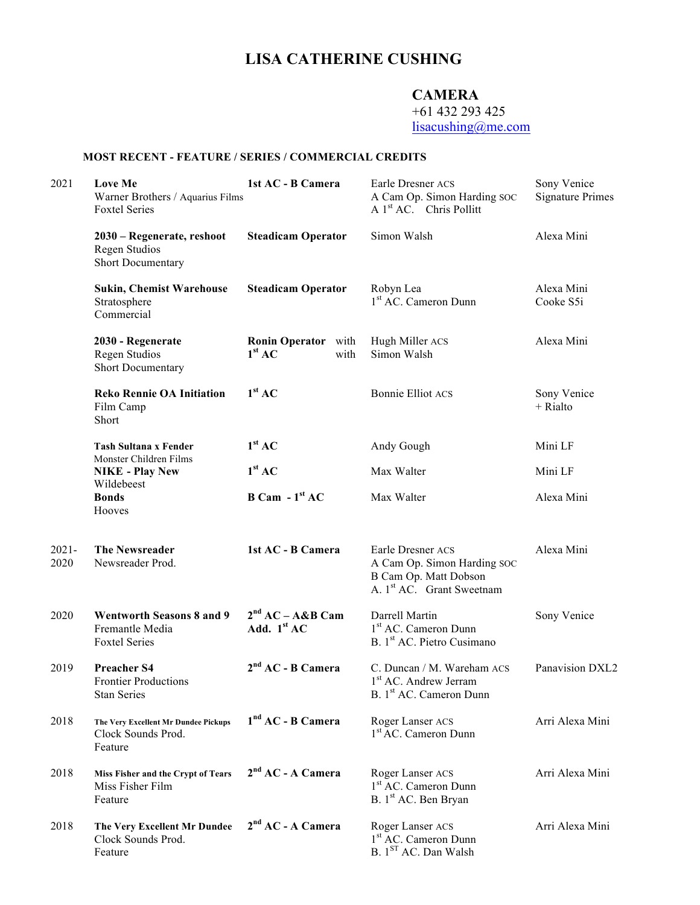# LISA CATHERINE CUSHING

## CAMERA

+61 432 293 425
lisacushing@me.com

### MOST RECENT - FEATURE / SERIES / COMMERCIAL CREDITS

| Year | Production | Role | Crew | Camera |
|---|---|---|---|---|
| 2021 | **Love Me**<br>Warner Brothers / Aquarius Films<br>Foxtel Series | **1st AC - B Camera** | Earle Dresner ACS<br>A Cam Op. Simon Harding SOC<br>A 1st AC. Chris Pollitt | Sony Venice<br>Signature Primes |
| | **2030 – Regenerate, reshoot**<br>Regen Studios<br>Short Documentary | **Steadicam Operator** | Simon Walsh | Alexa Mini |
| | **Sukin, Chemist Warehouse**<br>Stratosphere<br>Commercial | **Steadicam Operator** | Robyn Lea<br>1st AC. Cameron Dunn | Alexa Mini<br>Cooke S5i |
| | **2030 - Regenerate**<br>Regen Studios<br>Short Documentary | **Ronin Operator** with<br>**1st AC** with | Hugh Miller ACS<br>Simon Walsh | Alexa Mini |
| | **Reko Rennie OA Initiation**<br>Film Camp<br>Short | **1st AC** | Bonnie Elliot ACS | Sony Venice<br>+ Rialto |
| | **Tash Sultana x Fender**<br>Monster Children Films | **1st AC** | Andy Gough | Mini LF |
| | **NIKE - Play New**<br>Wildebeest | **1st AC** | Max Walter | Mini LF |
| | **Bonds**<br>Hooves | **B Cam - 1st AC** | Max Walter | Alexa Mini |
| 2021-2020 | **The Newsreader**<br>Newsreader Prod. | **1st AC - B Camera** | Earle Dresner ACS<br>A Cam Op. Simon Harding SOC<br>B Cam Op. Matt Dobson<br>A. 1st AC. Grant Sweetnam | Alexa Mini |
| 2020 | **Wentworth Seasons 8 and 9**<br>Fremantle Media<br>Foxtel Series | **2nd AC – A&B Cam**<br>**Add. 1st AC** | Darrell Martin<br>1st AC. Cameron Dunn<br>B. 1st AC. Pietro Cusimano | Sony Venice |
| 2019 | **Preacher S4**<br>Frontier Productions<br>Stan Series | **2nd AC - B Camera** | C. Duncan / M. Wareham ACS<br>1st AC. Andrew Jerram<br>B. 1st AC. Cameron Dunn | Panavision DXL2 |
| 2018 | **The Very Excellent Mr Dundee Pickups**<br>Clock Sounds Prod.<br>Feature | **1nd AC - B Camera** | Roger Lanser ACS<br>1st AC. Cameron Dunn | Arri Alexa Mini |
| 2018 | **Miss Fisher and the Crypt of Tears**<br>Miss Fisher Film<br>Feature | **2nd AC - A Camera** | Roger Lanser ACS<br>1st AC. Cameron Dunn<br>B. 1st AC. Ben Bryan | Arri Alexa Mini |
| 2018 | **The Very Excellent Mr Dundee**<br>Clock Sounds Prod.<br>Feature | **2nd AC - A Camera** | Roger Lanser ACS<br>1st AC. Cameron Dunn<br>B. 1ST AC. Dan Walsh | Arri Alexa Mini |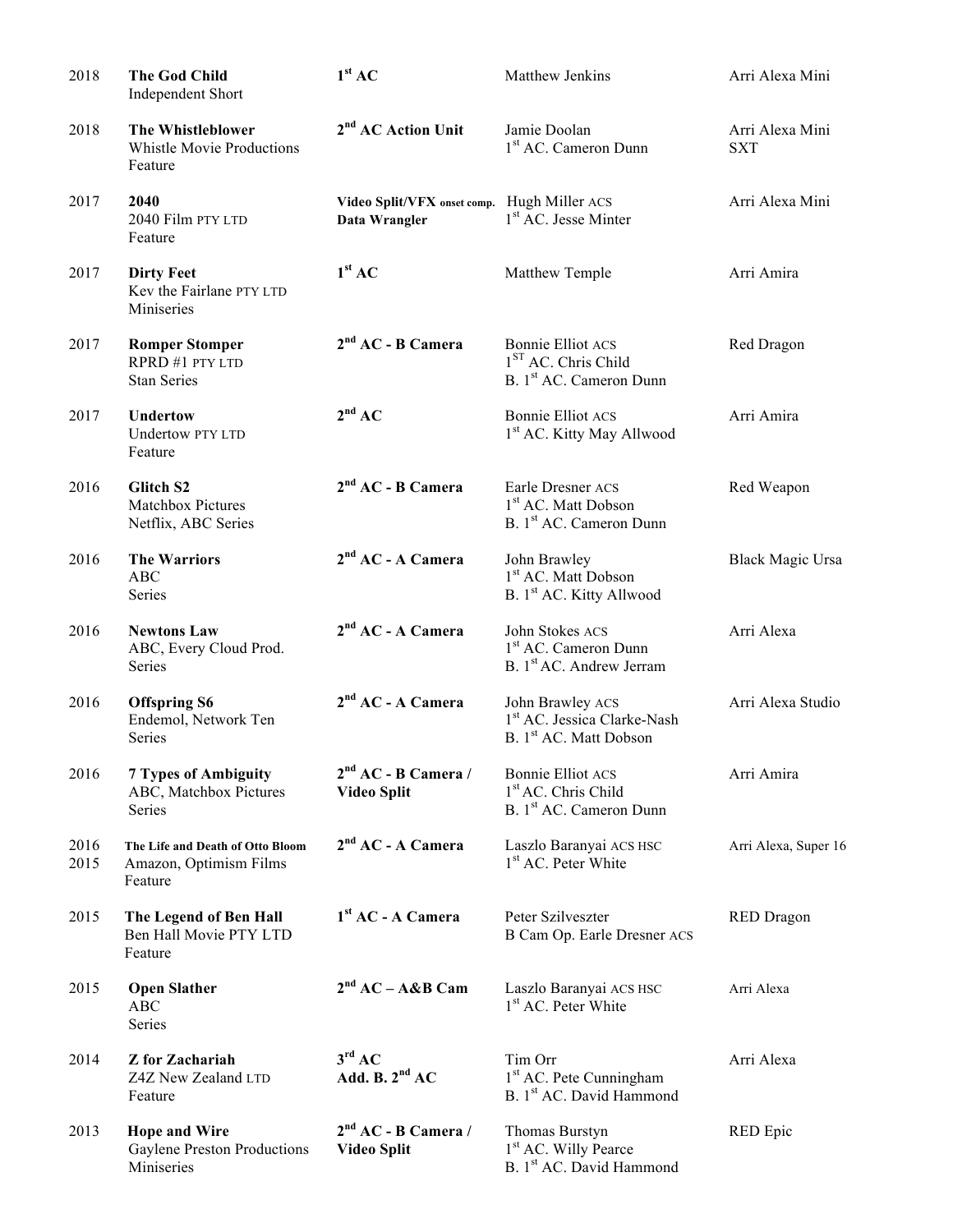| | | | | |
|---|---|---|---|---|
| 2018 | **The God Child**<br>Independent Short | **1st AC** | Matthew Jenkins | Arri Alexa Mini |
| 2018 | **The Whistleblower**<br>Whistle Movie Productions<br>Feature | **2nd AC Action Unit** | Jamie Doolan<br>1st AC. Cameron Dunn | Arri Alexa Mini<br>SXT |
| 2017 | **2040**<br>2040 Film PTY LTD<br>Feature | **Video Split/VFX onset comp. Data Wrangler** | Hugh Miller ACS<br>1st AC. Jesse Minter | Arri Alexa Mini |
| 2017 | **Dirty Feet**<br>Kev the Fairlane PTY LTD<br>Miniseries | **1st AC** | Matthew Temple | Arri Amira |
| 2017 | **Romper Stomper**<br>RPRD #1 PTY LTD<br>Stan Series | **2nd AC - B Camera** | Bonnie Elliot ACS<br>1ST AC. Chris Child<br>B. 1st AC. Cameron Dunn | Red Dragon |
| 2017 | **Undertow**<br>Undertow PTY LTD<br>Feature | **2nd AC** | Bonnie Elliot ACS<br>1st AC. Kitty May Allwood | Arri Amira |
| 2016 | **Glitch S2**<br>Matchbox Pictures<br>Netflix, ABC Series | **2nd AC - B Camera** | Earle Dresner ACS<br>1st AC. Matt Dobson<br>B. 1st AC. Cameron Dunn | Red Weapon |
| 2016 | **The Warriors**<br>ABC<br>Series | **2nd AC - A Camera** | John Brawley<br>1st AC. Matt Dobson<br>B. 1st AC. Kitty Allwood | Black Magic Ursa |
| 2016 | **Newtons Law**<br>ABC, Every Cloud Prod.<br>Series | **2nd AC - A Camera** | John Stokes ACS<br>1st AC. Cameron Dunn<br>B. 1st AC. Andrew Jerram | Arri Alexa |
| 2016 | **Offspring S6**<br>Endemol, Network Ten<br>Series | **2nd AC - A Camera** | John Brawley ACS<br>1st AC. Jessica Clarke-Nash<br>B. 1st AC. Matt Dobson | Arri Alexa Studio |
| 2016 | **7 Types of Ambiguity**<br>ABC, Matchbox Pictures<br>Series | **2nd AC - B Camera / Video Split** | Bonnie Elliot ACS<br>1st AC. Chris Child<br>B. 1st AC. Cameron Dunn | Arri Amira |
| 2016<br>2015 | **The Life and Death of Otto Bloom**<br>Amazon, Optimism Films<br>Feature | **2nd AC - A Camera** | Laszlo Baranyai ACS HSC<br>1st AC. Peter White | Arri Alexa, Super 16 |
| 2015 | **The Legend of Ben Hall**<br>Ben Hall Movie PTY LTD<br>Feature | **1st AC - A Camera** | Peter Szilveszter<br>B Cam Op. Earle Dresner ACS | RED Dragon |
| 2015 | **Open Slather**<br>ABC<br>Series | **2nd AC – A&B Cam** | Laszlo Baranyai ACS HSC<br>1st AC. Peter White | Arri Alexa |
| 2014 | **Z for Zachariah**<br>Z4Z New Zealand LTD<br>Feature | **3rd AC**<br>**Add. B. 2nd AC** | Tim Orr<br>1st AC. Pete Cunningham<br>B. 1st AC. David Hammond | Arri Alexa |
| 2013 | **Hope and Wire**<br>Gaylene Preston Productions<br>Miniseries | **2nd AC - B Camera / Video Split** | Thomas Burstyn<br>1st AC. Willy Pearce<br>B. 1st AC. David Hammond | RED Epic |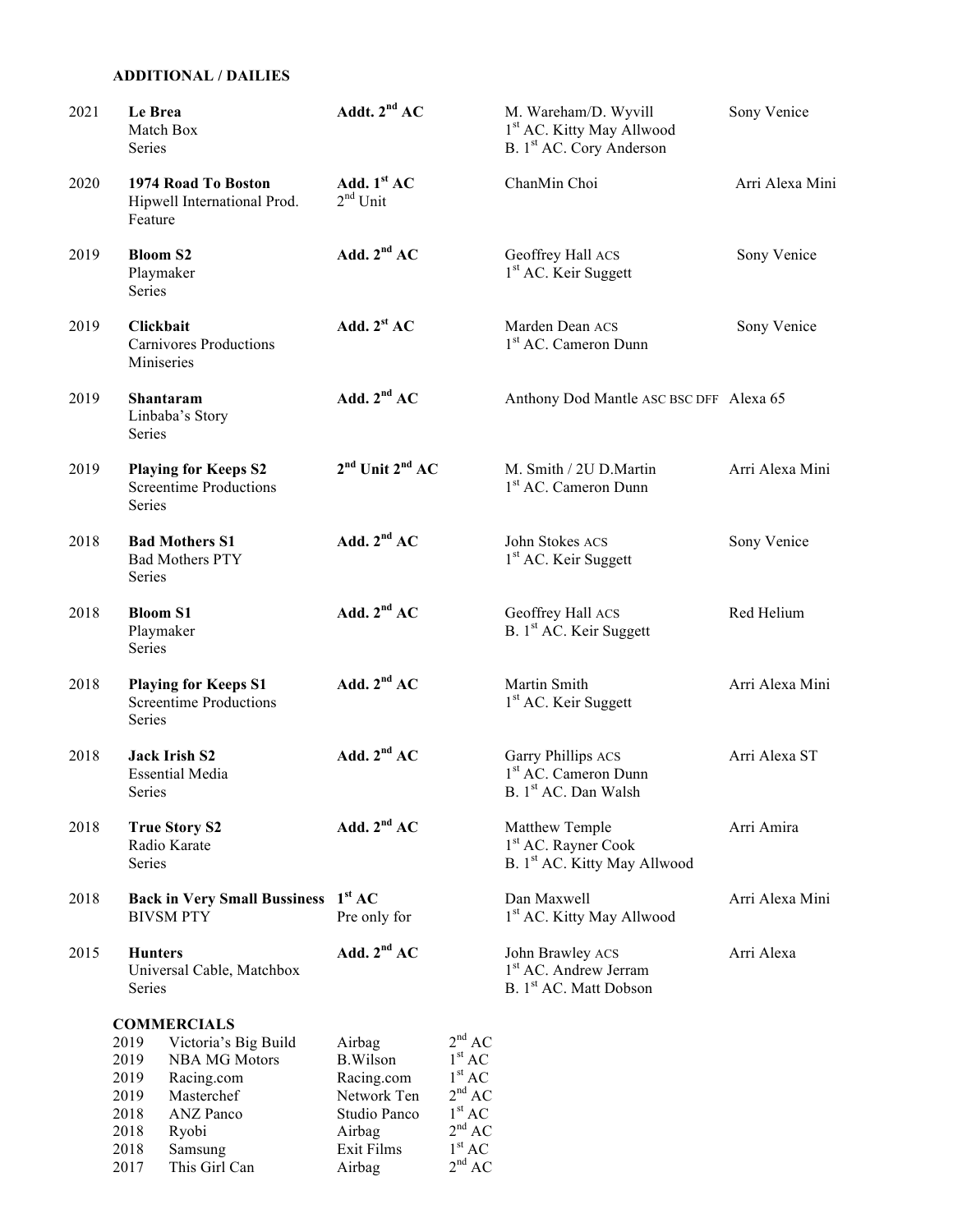**ADDITIONAL / DAILIES**

| Year | Production | Role | DOP / Crew | Camera |
|---|---|---|---|---|
| 2021 | **Le Brea**<br>Match Box<br>Series | **Addt. 2nd AC** | M. Wareham/D. Wyvill<br>1st AC. Kitty May Allwood<br>B. 1st AC. Cory Anderson | Sony Venice |
| 2020 | **1974 Road To Boston**<br>Hipwell International Prod.<br>Feature | **Add. 1st AC**<br>2nd Unit | ChanMin Choi | Arri Alexa Mini |
| 2019 | **Bloom S2**<br>Playmaker<br>Series | **Add. 2nd AC** | Geoffrey Hall ACS<br>1st AC. Keir Suggett | Sony Venice |
| 2019 | **Clickbait**<br>Carnivores Productions<br>Miniseries | **Add. 2st AC** | Marden Dean ACS<br>1st AC. Cameron Dunn | Sony Venice |
| 2019 | **Shantaram**<br>Linbaba's Story<br>Series | **Add. 2nd AC** | Anthony Dod Mantle ASC BSC DFF | Alexa 65 |
| 2019 | **Playing for Keeps S2**<br>Screentime Productions<br>Series | **2nd Unit 2nd AC** | M. Smith / 2U D.Martin<br>1st AC. Cameron Dunn | Arri Alexa Mini |
| 2018 | **Bad Mothers S1**<br>Bad Mothers PTY<br>Series | **Add. 2nd AC** | John Stokes ACS<br>1st AC. Keir Suggett | Sony Venice |
| 2018 | **Bloom S1**<br>Playmaker<br>Series | **Add. 2nd AC** | Geoffrey Hall ACS<br>B. 1st AC. Keir Suggett | Red Helium |
| 2018 | **Playing for Keeps S1**<br>Screentime Productions<br>Series | **Add. 2nd AC** | Martin Smith<br>1st AC. Keir Suggett | Arri Alexa Mini |
| 2018 | **Jack Irish S2**<br>Essential Media<br>Series | **Add. 2nd AC** | Garry Phillips ACS<br>1st AC. Cameron Dunn<br>B. 1st AC. Dan Walsh | Arri Alexa ST |
| 2018 | **True Story S2**<br>Radio Karate<br>Series | **Add. 2nd AC** | Matthew Temple<br>1st AC. Rayner Cook<br>B. 1st AC. Kitty May Allwood | Arri Amira |
| 2018 | **Back in Very Small Bussiness**<br>BIVSM PTY | **1st AC**<br>Pre only for | Dan Maxwell<br>1st AC. Kitty May Allwood | Arri Alexa Mini |
| 2015 | **Hunters**<br>Universal Cable, Matchbox<br>Series | **Add. 2nd AC** | John Brawley ACS<br>1st AC. Andrew Jerram<br>B. 1st AC. Matt Dobson | Arri Alexa |

**COMMERCIALS**

| Year | Commercial | Company | Role |
|---|---|---|---|
| 2019 | Victoria's Big Build | Airbag | 2nd AC |
| 2019 | NBA MG Motors | B.Wilson | 1st AC |
| 2019 | Racing.com | Racing.com | 1st AC |
| 2019 | Masterchef | Network Ten | 2nd AC |
| 2018 | ANZ Panco | Studio Panco | 1st AC |
| 2018 | Ryobi | Airbag | 2nd AC |
| 2018 | Samsung | Exit Films | 1st AC |
| 2017 | This Girl Can | Airbag | 2nd AC |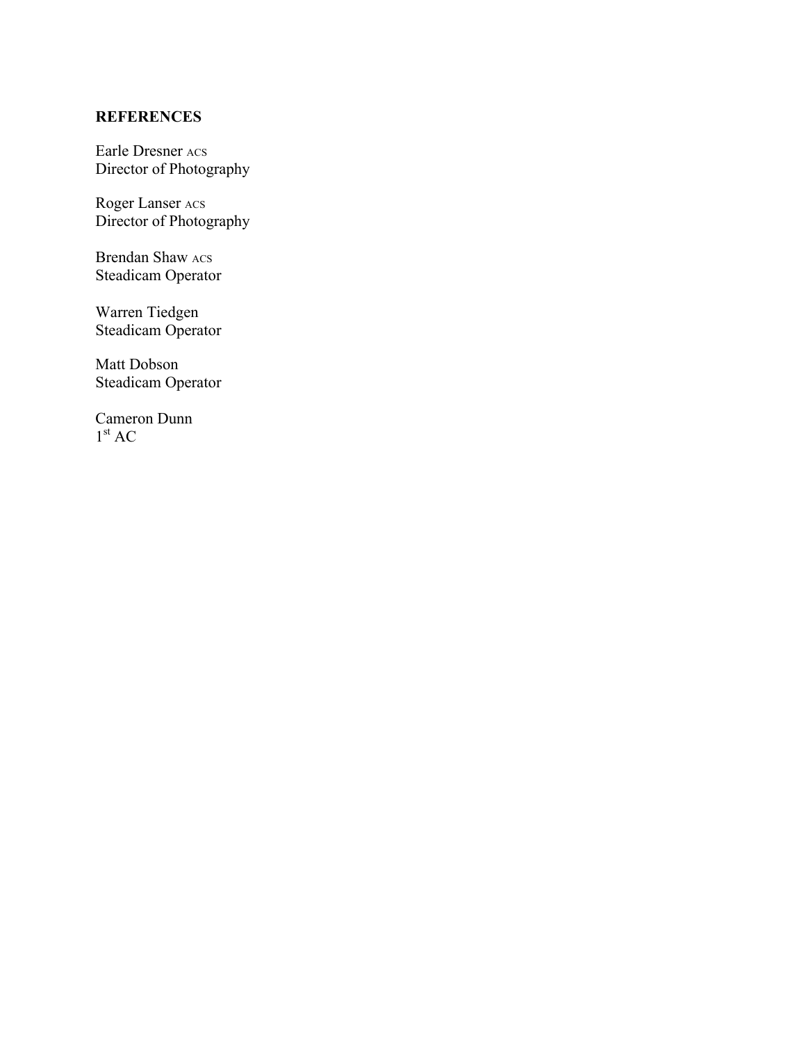**REFERENCES**

Earle Dresner ACS
Director of Photography

Roger Lanser ACS
Director of Photography

Brendan Shaw ACS
Steadicam Operator

Warren Tiedgen
Steadicam Operator

Matt Dobson
Steadicam Operator

Cameron Dunn
1st AC